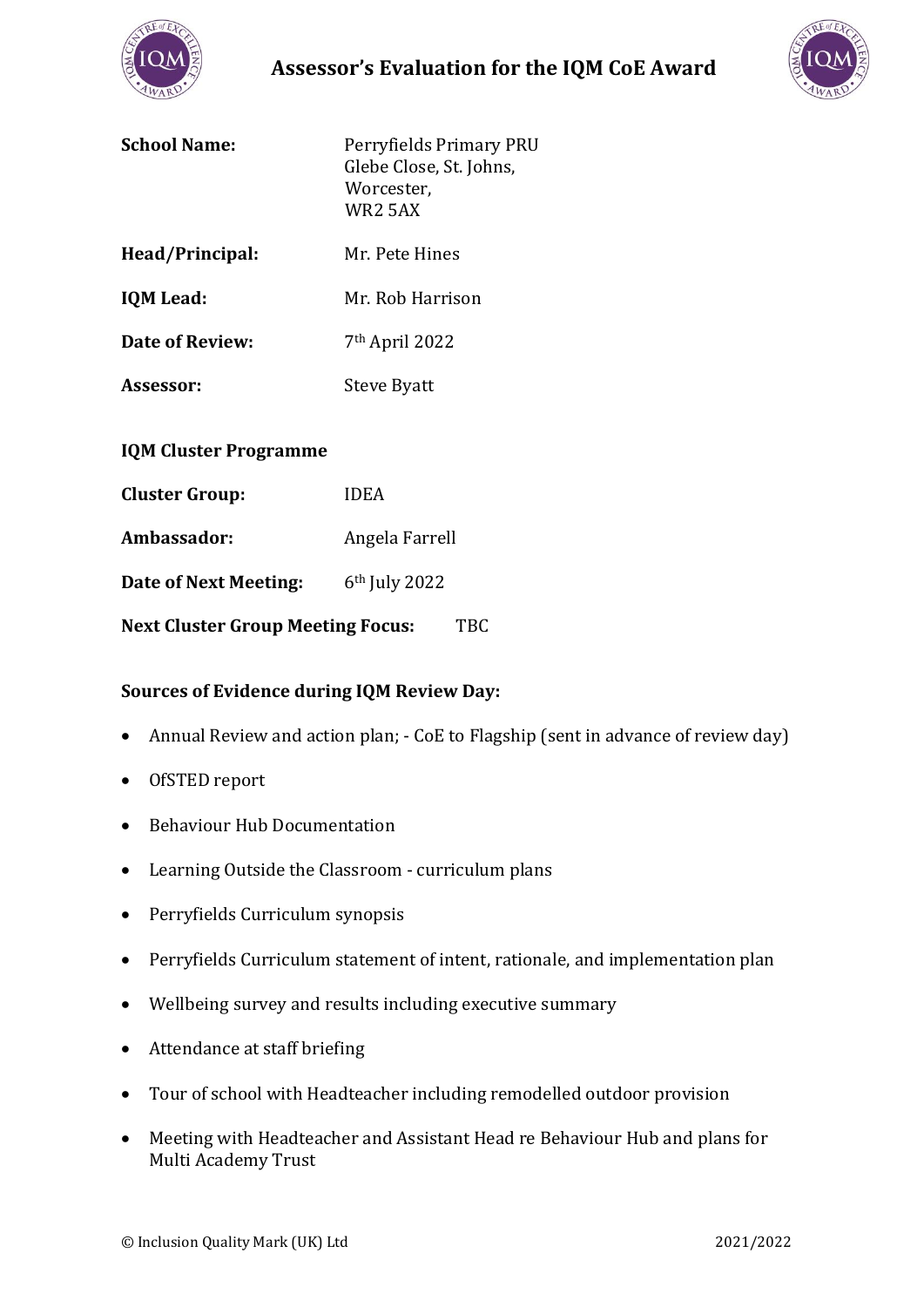# Assessor's Evaluation for the IQM CoE Award

**School Name:** Perryfields Primary PRU
Glebe Close, St. Johns,
Worcester,
WR2 5AX

**Head/Principal:** Mr. Pete Hines

**IQM Lead:** Mr. Rob Harrison

**Date of Review:** 7th April 2022

**Assessor:** Steve Byatt

**IQM Cluster Programme**

**Cluster Group:** IDEA

**Ambassador:** Angela Farrell

**Date of Next Meeting:** 6th July 2022

**Next Cluster Group Meeting Focus:** TBC

**Sources of Evidence during IQM Review Day:**

- Annual Review and action plan; - CoE to Flagship (sent in advance of review day)
- OfSTED report
- Behaviour Hub Documentation
- Learning Outside the Classroom - curriculum plans
- Perryfields Curriculum synopsis
- Perryfields Curriculum statement of intent, rationale, and implementation plan
- Wellbeing survey and results including executive summary
- Attendance at staff briefing
- Tour of school with Headteacher including remodelled outdoor provision
- Meeting with Headteacher and Assistant Head re Behaviour Hub and plans for Multi Academy Trust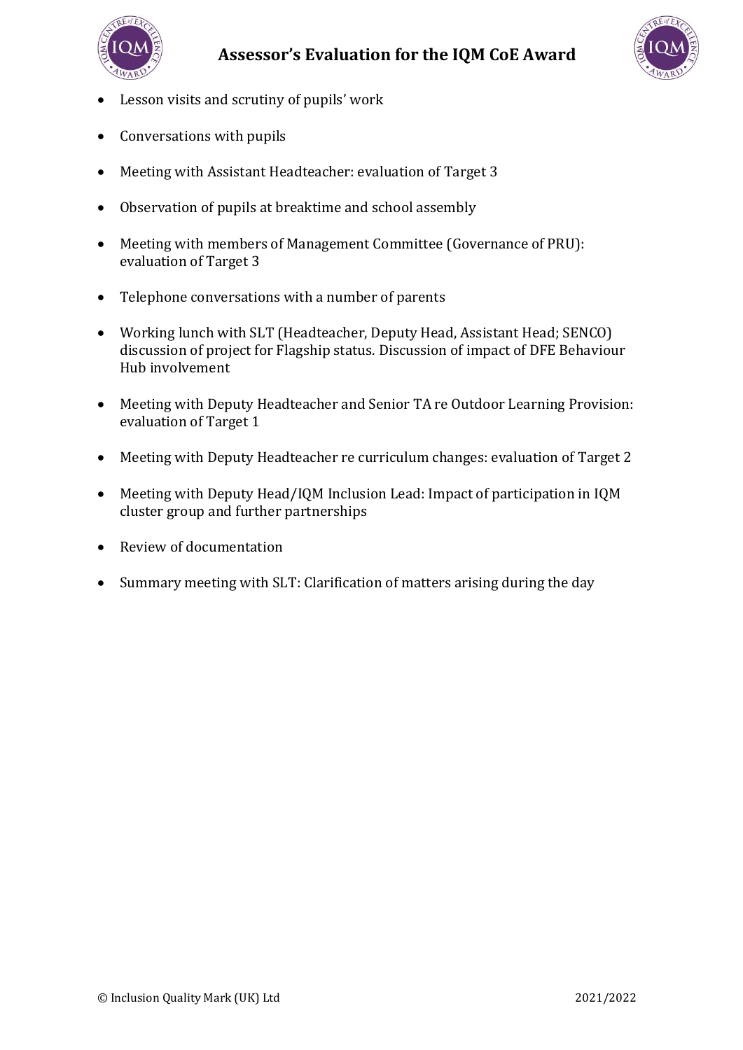- Lesson visits and scrutiny of pupils' work
- Conversations with pupils
- Meeting with Assistant Headteacher: evaluation of Target 3
- Observation of pupils at breaktime and school assembly
- Meeting with members of Management Committee (Governance of PRU): evaluation of Target 3
- Telephone conversations with a number of parents
- Working lunch with SLT (Headteacher, Deputy Head, Assistant Head; SENCO) discussion of project for Flagship status. Discussion of impact of DFE Behaviour Hub involvement
- Meeting with Deputy Headteacher and Senior TA re Outdoor Learning Provision: evaluation of Target 1
- Meeting with Deputy Headteacher re curriculum changes: evaluation of Target 2
- Meeting with Deputy Head/IQM Inclusion Lead: Impact of participation in IQM cluster group and further partnerships
- Review of documentation
- Summary meeting with SLT: Clarification of matters arising during the day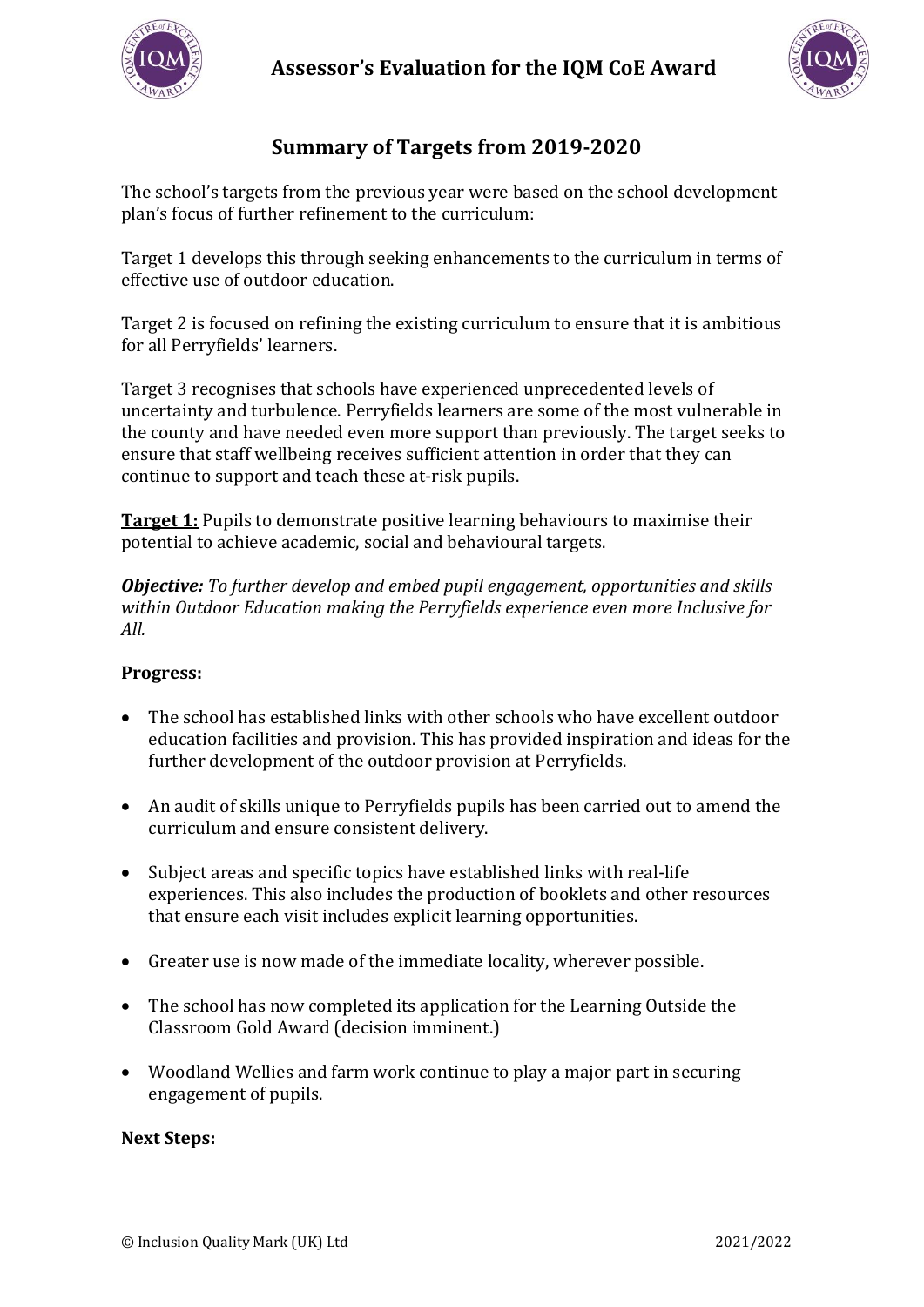## Summary of Targets from 2019-2020

The school's targets from the previous year were based on the school development plan's focus of further refinement to the curriculum:

Target 1 develops this through seeking enhancements to the curriculum in terms of effective use of outdoor education.

Target 2 is focused on refining the existing curriculum to ensure that it is ambitious for all Perryfields' learners.

Target 3 recognises that schools have experienced unprecedented levels of uncertainty and turbulence. Perryfields learners are some of the most vulnerable in the county and have needed even more support than previously. The target seeks to ensure that staff wellbeing receives sufficient attention in order that they can continue to support and teach these at-risk pupils.

**Target 1:** Pupils to demonstrate positive learning behaviours to maximise their potential to achieve academic, social and behavioural targets.

***Objective:*** *To further develop and embed pupil engagement, opportunities and skills within Outdoor Education making the Perryfields experience even more Inclusive for All.*

**Progress:**

- The school has established links with other schools who have excellent outdoor education facilities and provision. This has provided inspiration and ideas for the further development of the outdoor provision at Perryfields.
- An audit of skills unique to Perryfields pupils has been carried out to amend the curriculum and ensure consistent delivery.
- Subject areas and specific topics have established links with real-life experiences. This also includes the production of booklets and other resources that ensure each visit includes explicit learning opportunities.
- Greater use is now made of the immediate locality, wherever possible.
- The school has now completed its application for the Learning Outside the Classroom Gold Award (decision imminent.)
- Woodland Wellies and farm work continue to play a major part in securing engagement of pupils.

**Next Steps:**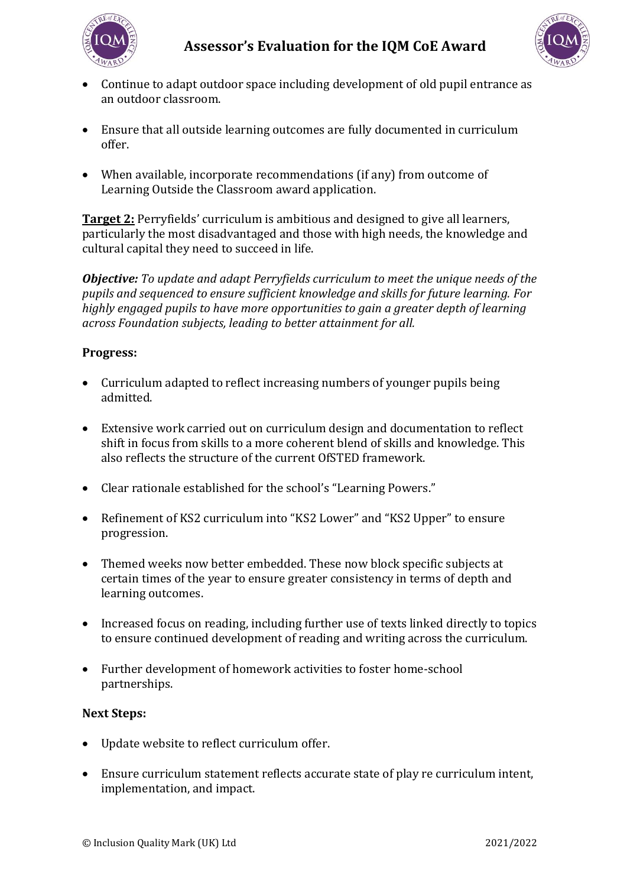- Continue to adapt outdoor space including development of old pupil entrance as an outdoor classroom.

- Ensure that all outside learning outcomes are fully documented in curriculum offer.

- When available, incorporate recommendations (if any) from outcome of Learning Outside the Classroom award application.

**Target 2:** Perryfields' curriculum is ambitious and designed to give all learners, particularly the most disadvantaged and those with high needs, the knowledge and cultural capital they need to succeed in life.

***Objective:*** *To update and adapt Perryfields curriculum to meet the unique needs of the pupils and sequenced to ensure sufficient knowledge and skills for future learning. For highly engaged pupils to have more opportunities to gain a greater depth of learning across Foundation subjects, leading to better attainment for all.*

**Progress:**

- Curriculum adapted to reflect increasing numbers of younger pupils being admitted.

- Extensive work carried out on curriculum design and documentation to reflect shift in focus from skills to a more coherent blend of skills and knowledge. This also reflects the structure of the current OfSTED framework.

- Clear rationale established for the school's "Learning Powers."

- Refinement of KS2 curriculum into "KS2 Lower" and "KS2 Upper" to ensure progression.

- Themed weeks now better embedded. These now block specific subjects at certain times of the year to ensure greater consistency in terms of depth and learning outcomes.

- Increased focus on reading, including further use of texts linked directly to topics to ensure continued development of reading and writing across the curriculum.

- Further development of homework activities to foster home-school partnerships.

**Next Steps:**

- Update website to reflect curriculum offer.

- Ensure curriculum statement reflects accurate state of play re curriculum intent, implementation, and impact.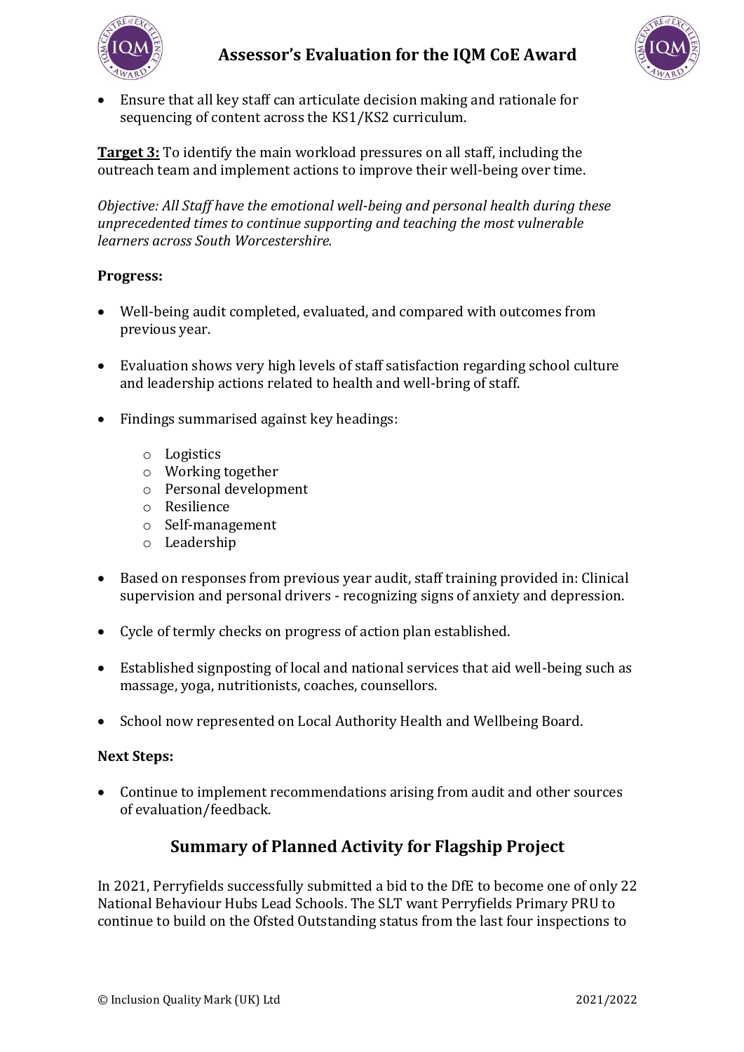- Ensure that all key staff can articulate decision making and rationale for sequencing of content across the KS1/KS2 curriculum.

**Target 3:** To identify the main workload pressures on all staff, including the outreach team and implement actions to improve their well-being over time.

*Objective: All Staff have the emotional well-being and personal health during these unprecedented times to continue supporting and teaching the most vulnerable learners across South Worcestershire.*

**Progress:**

- Well-being audit completed, evaluated, and compared with outcomes from previous year.

- Evaluation shows very high levels of staff satisfaction regarding school culture and leadership actions related to health and well-bring of staff.

- Findings summarised against key headings:

    - Logistics
    - Working together
    - Personal development
    - Resilience
    - Self-management
    - Leadership

- Based on responses from previous year audit, staff training provided in: Clinical supervision and personal drivers - recognizing signs of anxiety and depression.

- Cycle of termly checks on progress of action plan established.

- Established signposting of local and national services that aid well-being such as massage, yoga, nutritionists, coaches, counsellors.

- School now represented on Local Authority Health and Wellbeing Board.

**Next Steps:**

- Continue to implement recommendations arising from audit and other sources of evaluation/feedback.

## Summary of Planned Activity for Flagship Project

In 2021, Perryfields successfully submitted a bid to the DfE to become one of only 22 National Behaviour Hubs Lead Schools. The SLT want Perryfields Primary PRU to continue to build on the Ofsted Outstanding status from the last four inspections to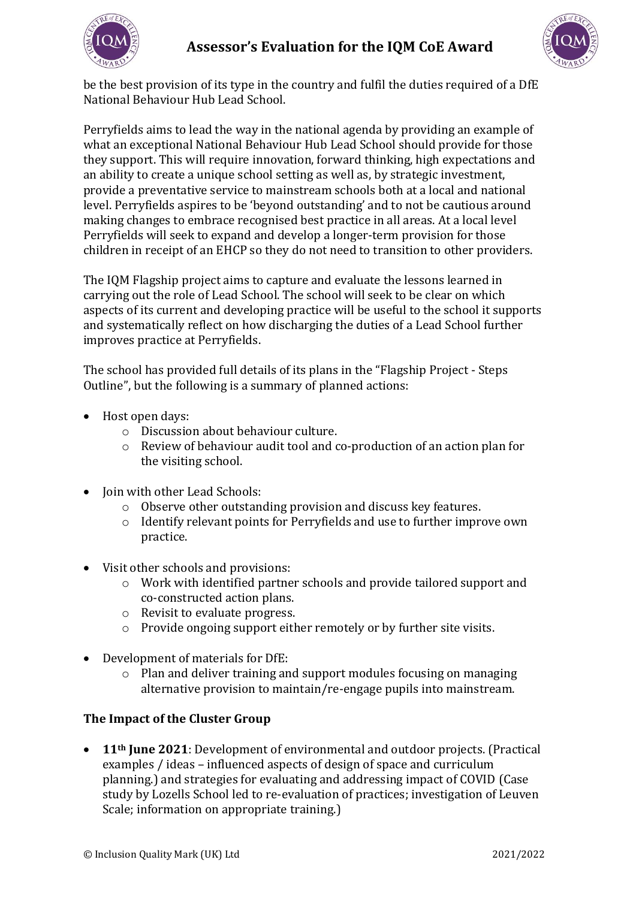be the best provision of its type in the country and fulfil the duties required of a DfE National Behaviour Hub Lead School.

Perryfields aims to lead the way in the national agenda by providing an example of what an exceptional National Behaviour Hub Lead School should provide for those they support. This will require innovation, forward thinking, high expectations and an ability to create a unique school setting as well as, by strategic investment, provide a preventative service to mainstream schools both at a local and national level. Perryfields aspires to be 'beyond outstanding' and to not be cautious around making changes to embrace recognised best practice in all areas. At a local level Perryfields will seek to expand and develop a longer-term provision for those children in receipt of an EHCP so they do not need to transition to other providers.

The IQM Flagship project aims to capture and evaluate the lessons learned in carrying out the role of Lead School. The school will seek to be clear on which aspects of its current and developing practice will be useful to the school it supports and systematically reflect on how discharging the duties of a Lead School further improves practice at Perryfields.

The school has provided full details of its plans in the "Flagship Project - Steps Outline", but the following is a summary of planned actions:

- Host open days:
  - Discussion about behaviour culture.
  - Review of behaviour audit tool and co-production of an action plan for the visiting school.
- Join with other Lead Schools:
  - Observe other outstanding provision and discuss key features.
  - Identify relevant points for Perryfields and use to further improve own practice.
- Visit other schools and provisions:
  - Work with identified partner schools and provide tailored support and co-constructed action plans.
  - Revisit to evaluate progress.
  - Provide ongoing support either remotely or by further site visits.
- Development of materials for DfE:
  - Plan and deliver training and support modules focusing on managing alternative provision to maintain/re-engage pupils into mainstream.

### The Impact of the Cluster Group

- **11th June 2021**: Development of environmental and outdoor projects. (Practical examples / ideas – influenced aspects of design of space and curriculum planning.) and strategies for evaluating and addressing impact of COVID (Case study by Lozells School led to re-evaluation of practices; investigation of Leuven Scale; information on appropriate training.)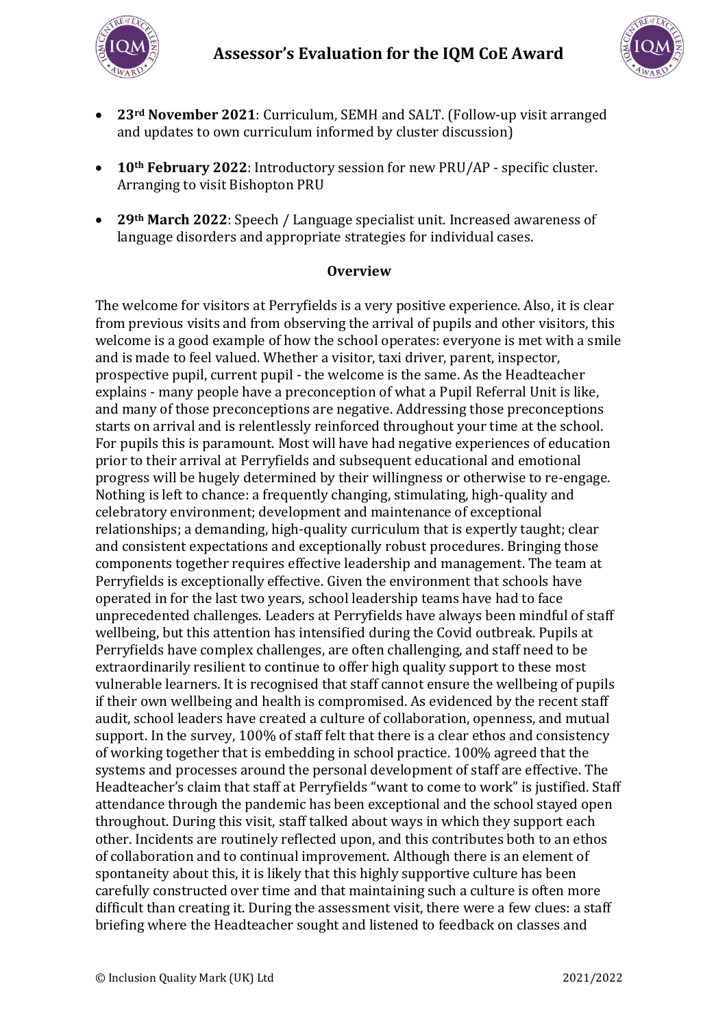- **23rd November 2021**: Curriculum, SEMH and SALT. (Follow-up visit arranged and updates to own curriculum informed by cluster discussion)

- **10th February 2022**: Introductory session for new PRU/AP - specific cluster. Arranging to visit Bishopton PRU

- **29th March 2022**: Speech / Language specialist unit. Increased awareness of language disorders and appropriate strategies for individual cases.

### Overview

The welcome for visitors at Perryfields is a very positive experience. Also, it is clear from previous visits and from observing the arrival of pupils and other visitors, this welcome is a good example of how the school operates: everyone is met with a smile and is made to feel valued. Whether a visitor, taxi driver, parent, inspector, prospective pupil, current pupil - the welcome is the same. As the Headteacher explains - many people have a preconception of what a Pupil Referral Unit is like, and many of those preconceptions are negative. Addressing those preconceptions starts on arrival and is relentlessly reinforced throughout your time at the school. For pupils this is paramount. Most will have had negative experiences of education prior to their arrival at Perryfields and subsequent educational and emotional progress will be hugely determined by their willingness or otherwise to re-engage. Nothing is left to chance: a frequently changing, stimulating, high-quality and celebratory environment; development and maintenance of exceptional relationships; a demanding, high-quality curriculum that is expertly taught; clear and consistent expectations and exceptionally robust procedures. Bringing those components together requires effective leadership and management. The team at Perryfields is exceptionally effective. Given the environment that schools have operated in for the last two years, school leadership teams have had to face unprecedented challenges. Leaders at Perryfields have always been mindful of staff wellbeing, but this attention has intensified during the Covid outbreak. Pupils at Perryfields have complex challenges, are often challenging, and staff need to be extraordinarily resilient to continue to offer high quality support to these most vulnerable learners. It is recognised that staff cannot ensure the wellbeing of pupils if their own wellbeing and health is compromised. As evidenced by the recent staff audit, school leaders have created a culture of collaboration, openness, and mutual support. In the survey, 100% of staff felt that there is a clear ethos and consistency of working together that is embedding in school practice. 100% agreed that the systems and processes around the personal development of staff are effective. The Headteacher's claim that staff at Perryfields "want to come to work" is justified. Staff attendance through the pandemic has been exceptional and the school stayed open throughout. During this visit, staff talked about ways in which they support each other. Incidents are routinely reflected upon, and this contributes both to an ethos of collaboration and to continual improvement. Although there is an element of spontaneity about this, it is likely that this highly supportive culture has been carefully constructed over time and that maintaining such a culture is often more difficult than creating it. During the assessment visit, there were a few clues: a staff briefing where the Headteacher sought and listened to feedback on classes and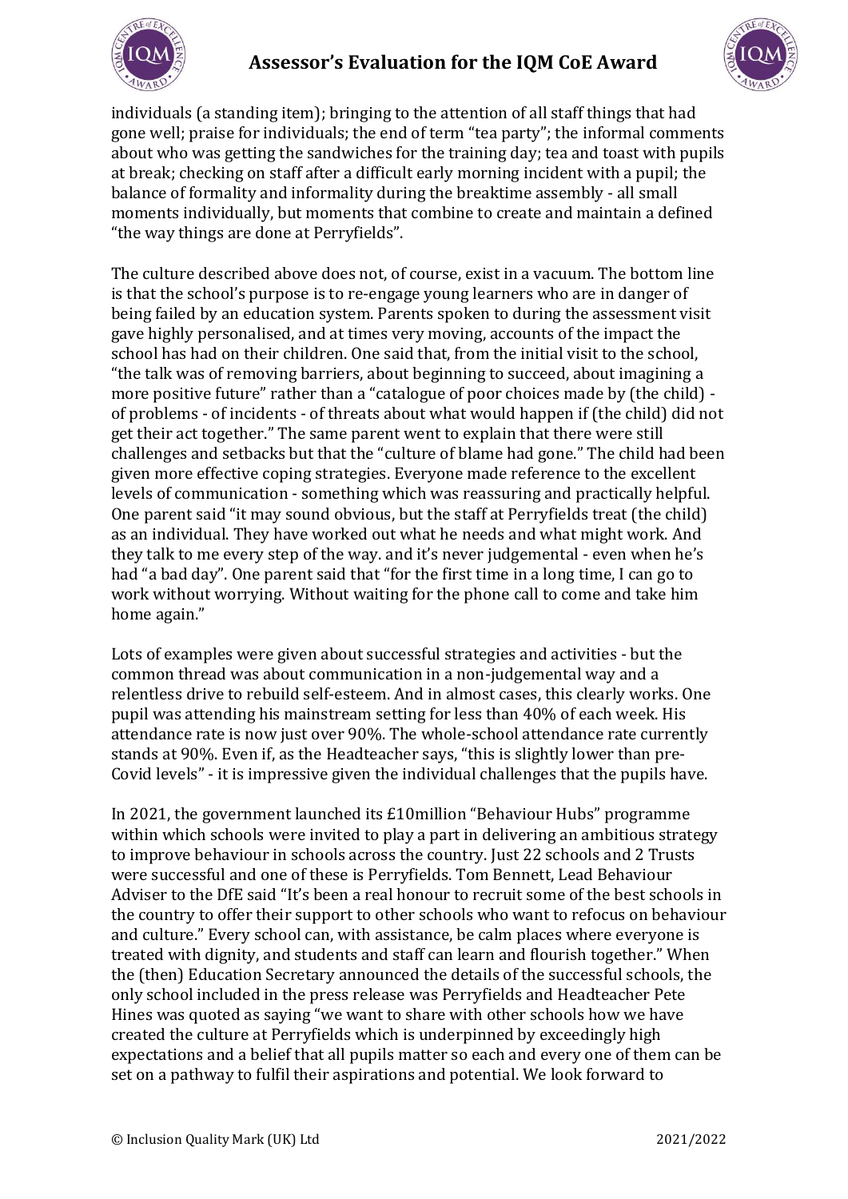individuals (a standing item); bringing to the attention of all staff things that had gone well; praise for individuals; the end of term "tea party"; the informal comments about who was getting the sandwiches for the training day; tea and toast with pupils at break; checking on staff after a difficult early morning incident with a pupil; the balance of formality and informality during the breaktime assembly - all small moments individually, but moments that combine to create and maintain a defined "the way things are done at Perryfields".

The culture described above does not, of course, exist in a vacuum. The bottom line is that the school's purpose is to re-engage young learners who are in danger of being failed by an education system. Parents spoken to during the assessment visit gave highly personalised, and at times very moving, accounts of the impact the school has had on their children. One said that, from the initial visit to the school, "the talk was of removing barriers, about beginning to succeed, about imagining a more positive future" rather than a "catalogue of poor choices made by (the child) - of problems - of incidents - of threats about what would happen if (the child) did not get their act together." The same parent went to explain that there were still challenges and setbacks but that the "culture of blame had gone." The child had been given more effective coping strategies. Everyone made reference to the excellent levels of communication - something which was reassuring and practically helpful. One parent said "it may sound obvious, but the staff at Perryfields treat (the child) as an individual. They have worked out what he needs and what might work. And they talk to me every step of the way. and it's never judgemental - even when he's had "a bad day". One parent said that "for the first time in a long time, I can go to work without worrying. Without waiting for the phone call to come and take him home again."

Lots of examples were given about successful strategies and activities - but the common thread was about communication in a non-judgemental way and a relentless drive to rebuild self-esteem. And in almost cases, this clearly works. One pupil was attending his mainstream setting for less than 40% of each week. His attendance rate is now just over 90%. The whole-school attendance rate currently stands at 90%. Even if, as the Headteacher says, "this is slightly lower than pre-Covid levels" - it is impressive given the individual challenges that the pupils have.

In 2021, the government launched its £10million "Behaviour Hubs" programme within which schools were invited to play a part in delivering an ambitious strategy to improve behaviour in schools across the country. Just 22 schools and 2 Trusts were successful and one of these is Perryfields. Tom Bennett, Lead Behaviour Adviser to the DfE said "It's been a real honour to recruit some of the best schools in the country to offer their support to other schools who want to refocus on behaviour and culture." Every school can, with assistance, be calm places where everyone is treated with dignity, and students and staff can learn and flourish together." When the (then) Education Secretary announced the details of the successful schools, the only school included in the press release was Perryfields and Headteacher Pete Hines was quoted as saying "we want to share with other schools how we have created the culture at Perryfields which is underpinned by exceedingly high expectations and a belief that all pupils matter so each and every one of them can be set on a pathway to fulfil their aspirations and potential. We look forward to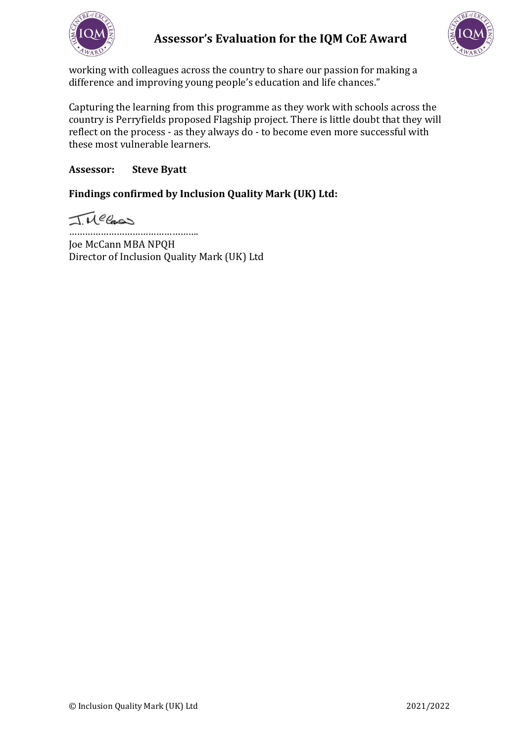working with colleagues across the country to share our passion for making a difference and improving young people's education and life chances."

Capturing the learning from this programme as they work with schools across the country is Perryfields proposed Flagship project. There is little doubt that they will reflect on the process - as they always do - to become even more successful with these most vulnerable learners.

**Assessor: Steve Byatt**

**Findings confirmed by Inclusion Quality Mark (UK) Ltd:**

J. McCann
…………………………………………..

Joe McCann MBA NPQH
Director of Inclusion Quality Mark (UK) Ltd